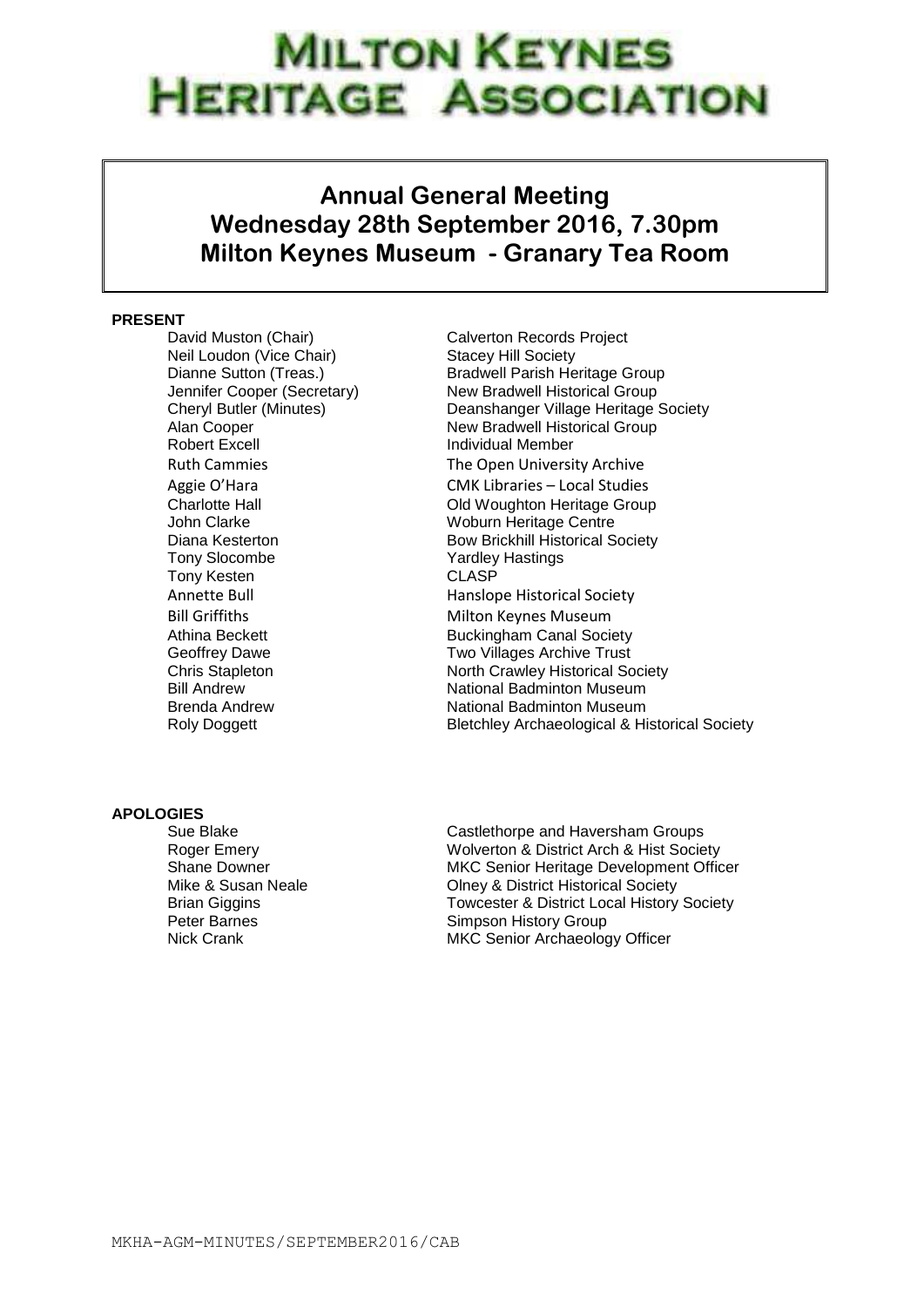# MILTON KEYNES HERITAGE ASSOCIATION

## Annual General Meeting
## Wednesday 28th September 2016, 7.30pm
## Milton Keynes Museum - Granary Tea Room

**PRESENT**

| | |
|---|---|
| David Muston (Chair) | Calverton Records Project |
| Neil Loudon (Vice Chair) | Stacey Hill Society |
| Dianne Sutton (Treas.) | Bradwell Parish Heritage Group |
| Jennifer Cooper (Secretary) | New Bradwell Historical Group |
| Cheryl Butler (Minutes) | Deanshanger Village Heritage Society |
| Alan Cooper | New Bradwell Historical Group |
| Robert Excell | Individual Member |
| Ruth Cammies | The Open University Archive |
| Aggie O'Hara | CMK Libraries – Local Studies |
| Charlotte Hall | Old Woughton Heritage Group |
| John Clarke | Woburn Heritage Centre |
| Diana Kesterton | Bow Brickhill Historical Society |
| Tony Slocombe | Yardley Hastings |
| Tony Kesten | CLASP |
| Annette Bull | Hanslope Historical Society |
| Bill Griffiths | Milton Keynes Museum |
| Athina Beckett | Buckingham Canal Society |
| Geoffrey Dawe | Two Villages Archive Trust |
| Chris Stapleton | North Crawley Historical Society |
| Bill Andrew | National Badminton Museum |
| Brenda Andrew | National Badminton Museum |
| Roly Doggett | Bletchley Archaeological & Historical Society |

**APOLOGIES**

| | |
|---|---|
| Sue Blake | Castlethorpe and Haversham Groups |
| Roger Emery | Wolverton & District Arch & Hist Society |
| Shane Downer | MKC Senior Heritage Development Officer |
| Mike & Susan Neale | Olney & District Historical Society |
| Brian Giggins | Towcester & District Local History Society |
| Peter Barnes | Simpson History Group |
| Nick Crank | MKC Senior Archaeology Officer |

MKHA-AGM-MINUTES/SEPTEMBER2016/CAB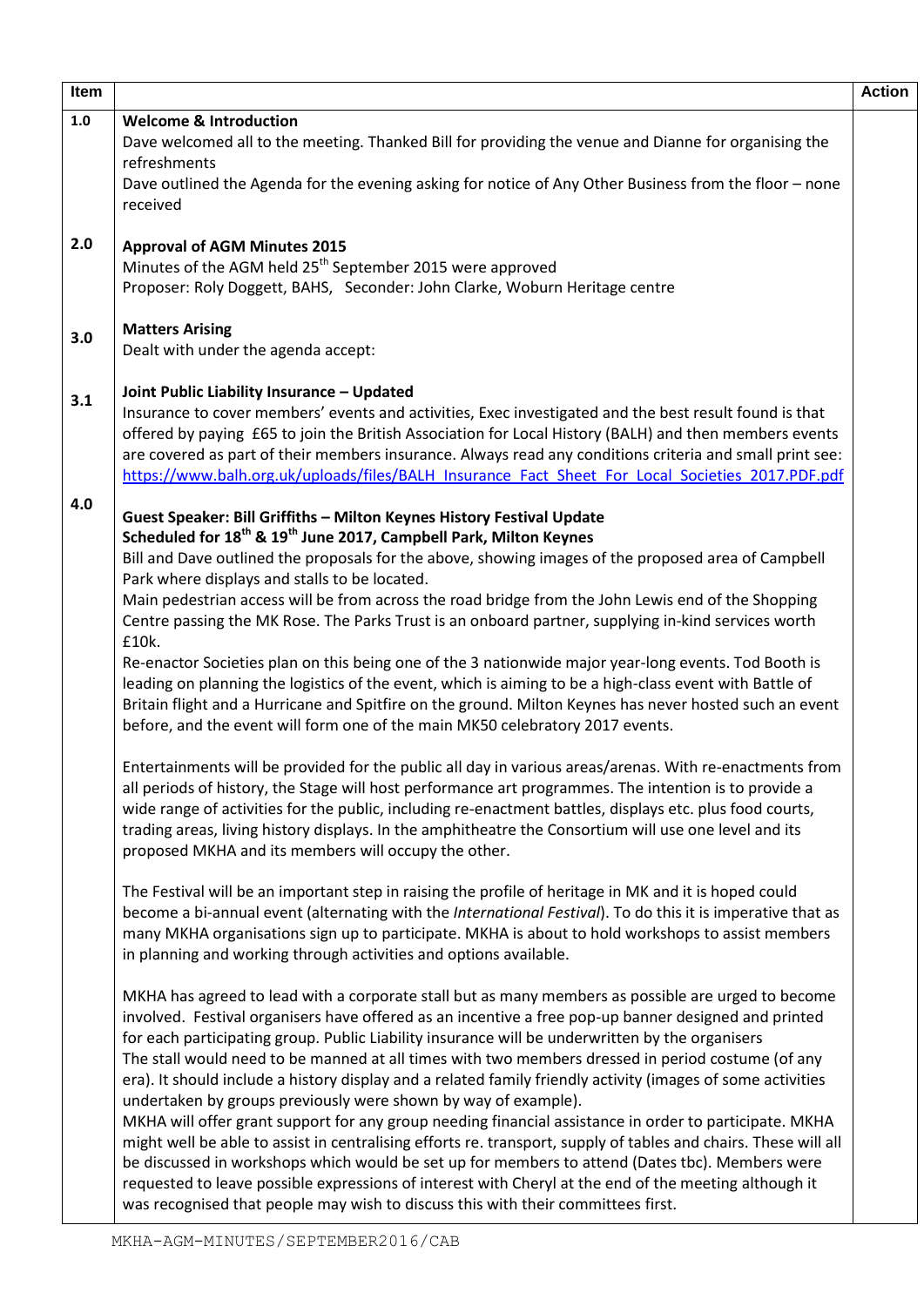| Item | | Action |
|---|---|---|
| 1.0 | **Welcome & Introduction**<br>Dave welcomed all to the meeting. Thanked Bill for providing the venue and Dianne for organising the refreshments<br>Dave outlined the Agenda for the evening asking for notice of Any Other Business from the floor – none received | |
| 2.0 | **Approval of AGM Minutes 2015**<br>Minutes of the AGM held 25th September 2015 were approved<br>Proposer: Roly Doggett, BAHS, Seconder: John Clarke, Woburn Heritage centre | |
| 3.0 | **Matters Arising**<br>Dealt with under the agenda accept: | |
| 3.1 | **Joint Public Liability Insurance – Updated**<br>Insurance to cover members' events and activities, Exec investigated and the best result found is that offered by paying £65 to join the British Association for Local History (BALH) and then members events are covered as part of their members insurance. Always read any conditions criteria and small print see: https://www.balh.org.uk/uploads/files/BALH_Insurance_Fact_Sheet_For_Local_Societies_2017.PDF.pdf | |
| 4.0 | **Guest Speaker: Bill Griffiths – Milton Keynes History Festival Update**<br>**Scheduled for 18th & 19th June 2017, Campbell Park, Milton Keynes**<br>Bill and Dave outlined the proposals for the above, showing images of the proposed area of Campbell Park where displays and stalls to be located.<br>Main pedestrian access will be from across the road bridge from the John Lewis end of the Shopping Centre passing the MK Rose. The Parks Trust is an onboard partner, supplying in-kind services worth £10k.<br>Re-enactor Societies plan on this being one of the 3 nationwide major year-long events. Tod Booth is leading on planning the logistics of the event, which is aiming to be a high-class event with Battle of Britain flight and a Hurricane and Spitfire on the ground. Milton Keynes has never hosted such an event before, and the event will form one of the main MK50 celebratory 2017 events.<br><br>Entertainments will be provided for the public all day in various areas/arenas. With re-enactments from all periods of history, the Stage will host performance art programmes. The intention is to provide a wide range of activities for the public, including re-enactment battles, displays etc. plus food courts, trading areas, living history displays. In the amphitheatre the Consortium will use one level and its proposed MKHA and its members will occupy the other.<br><br>The Festival will be an important step in raising the profile of heritage in MK and it is hoped could become a bi-annual event (alternating with the *International Festival*). To do this it is imperative that as many MKHA organisations sign up to participate. MKHA is about to hold workshops to assist members in planning and working through activities and options available.<br><br>MKHA has agreed to lead with a corporate stall but as many members as possible are urged to become involved. Festival organisers have offered as an incentive a free pop-up banner designed and printed for each participating group. Public Liability insurance will be underwritten by the organisers<br>The stall would need to be manned at all times with two members dressed in period costume (of any era). It should include a history display and a related family friendly activity (images of some activities undertaken by groups previously were shown by way of example).<br>MKHA will offer grant support for any group needing financial assistance in order to participate. MKHA might well be able to assist in centralising efforts re. transport, supply of tables and chairs. These will all be discussed in workshops which would be set up for members to attend (Dates tbc). Members were requested to leave possible expressions of interest with Cheryl at the end of the meeting although it was recognised that people may wish to discuss this with their committees first. | |

MKHA-AGM-MINUTES/SEPTEMBER2016/CAB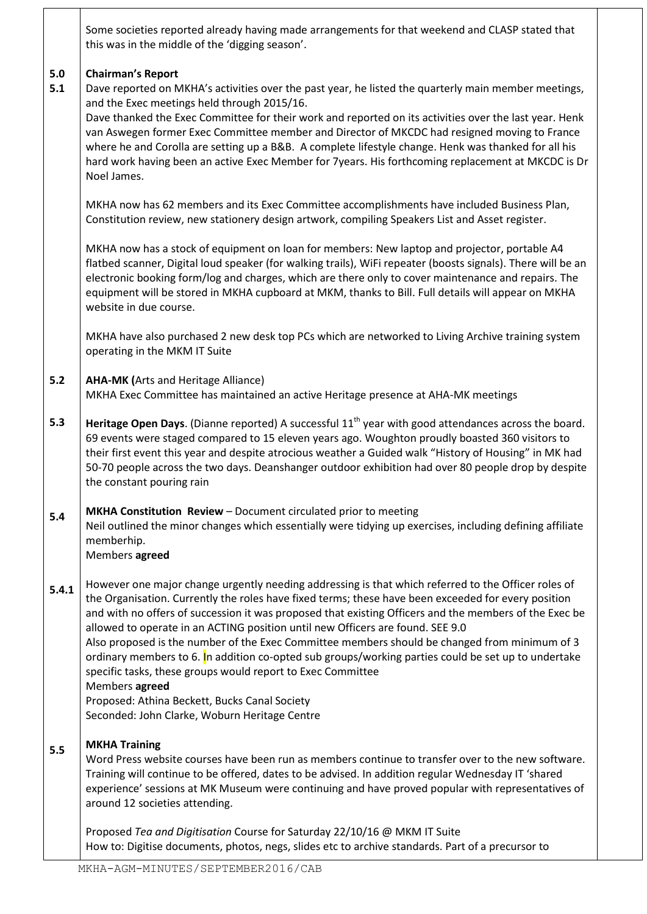Some societies reported already having made arrangements for that weekend and CLASP stated that this was in the middle of the 'digging season'.

**5.0 Chairman's Report**

**5.1** Dave reported on MKHA's activities over the past year, he listed the quarterly main member meetings, and the Exec meetings held through 2015/16.

Dave thanked the Exec Committee for their work and reported on its activities over the last year. Henk van Aswegen former Exec Committee member and Director of MKCDC had resigned moving to France where he and Corolla are setting up a B&B. A complete lifestyle change. Henk was thanked for all his hard work having been an active Exec Member for 7years. His forthcoming replacement at MKCDC is Dr Noel James.

MKHA now has 62 members and its Exec Committee accomplishments have included Business Plan, Constitution review, new stationery design artwork, compiling Speakers List and Asset register.

MKHA now has a stock of equipment on loan for members: New laptop and projector, portable A4 flatbed scanner, Digital loud speaker (for walking trails), WiFi repeater (boosts signals). There will be an electronic booking form/log and charges, which are there only to cover maintenance and repairs. The equipment will be stored in MKHA cupboard at MKM, thanks to Bill. Full details will appear on MKHA website in due course.

MKHA have also purchased 2 new desk top PCs which are networked to Living Archive training system operating in the MKM IT Suite

**5.2 AHA-MK (**Arts and Heritage Alliance)

MKHA Exec Committee has maintained an active Heritage presence at AHA-MK meetings

**5.3 Heritage Open Days**. (Dianne reported) A successful 11th year with good attendances across the board. 69 events were staged compared to 15 eleven years ago. Woughton proudly boasted 360 visitors to their first event this year and despite atrocious weather a Guided walk "History of Housing" in MK had 50-70 people across the two days. Deanshanger outdoor exhibition had over 80 people drop by despite the constant pouring rain

**5.4 MKHA Constitution Review** – Document circulated prior to meeting

Neil outlined the minor changes which essentially were tidying up exercises, including defining affiliate memberhip.

Members **agreed**

**5.4.1** However one major change urgently needing addressing is that which referred to the Officer roles of the Organisation. Currently the roles have fixed terms; these have been exceeded for every position and with no offers of succession it was proposed that existing Officers and the members of the Exec be allowed to operate in an ACTING position until new Officers are found. SEE 9.0

Also proposed is the number of the Exec Committee members should be changed from minimum of 3 ordinary members to 6. In addition co-opted sub groups/working parties could be set up to undertake specific tasks, these groups would report to Exec Committee

Members **agreed**

Proposed: Athina Beckett, Bucks Canal Society

Seconded: John Clarke, Woburn Heritage Centre

**5.5 MKHA Training**

Word Press website courses have been run as members continue to transfer over to the new software. Training will continue to be offered, dates to be advised. In addition regular Wednesday IT 'shared experience' sessions at MK Museum were continuing and have proved popular with representatives of around 12 societies attending.

Proposed *Tea and Digitisation* Course for Saturday 22/10/16 @ MKM IT Suite

How to: Digitise documents, photos, negs, slides etc to archive standards. Part of a precursor to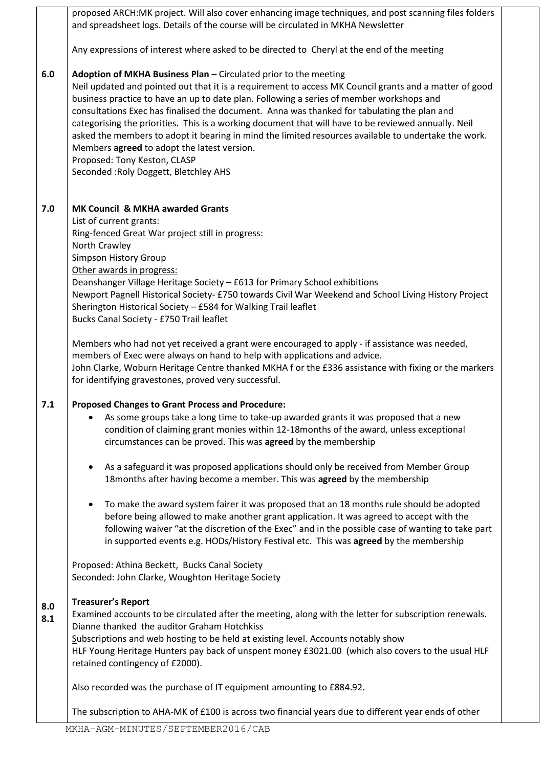proposed ARCH:MK project. Will also cover enhancing image techniques, and post scanning files folders and spreadsheet logs. Details of the course will be circulated in MKHA Newsletter

Any expressions of interest where asked to be directed to Cheryl at the end of the meeting

**6.0** **Adoption of MKHA Business Plan** – Circulated prior to the meeting

Neil updated and pointed out that it is a requirement to access MK Council grants and a matter of good business practice to have an up to date plan. Following a series of member workshops and consultations Exec has finalised the document. Anna was thanked for tabulating the plan and categorising the priorities. This is a working document that will have to be reviewed annually. Neil asked the members to adopt it bearing in mind the limited resources available to undertake the work. Members **agreed** to adopt the latest version.

Proposed: Tony Keston, CLASP

Seconded :Roly Doggett, Bletchley AHS

**7.0** **MK Council & MKHA awarded Grants**

List of current grants:

Ring-fenced Great War project still in progress:

North Crawley

Simpson History Group

Other awards in progress:

Deanshanger Village Heritage Society – £613 for Primary School exhibitions

Newport Pagnell Historical Society- £750 towards Civil War Weekend and School Living History Project

Sherington Historical Society – £584 for Walking Trail leaflet

Bucks Canal Society - £750 Trail leaflet

Members who had not yet received a grant were encouraged to apply - if assistance was needed, members of Exec were always on hand to help with applications and advice.

John Clarke, Woburn Heritage Centre thanked MKHA f or the £336 assistance with fixing or the markers for identifying gravestones, proved very successful.

**7.1** **Proposed Changes to Grant Process and Procedure:**

- As some groups take a long time to take-up awarded grants it was proposed that a new condition of claiming grant monies within 12-18months of the award, unless exceptional circumstances can be proved. This was **agreed** by the membership

- As a safeguard it was proposed applications should only be received from Member Group 18months after having become a member. This was **agreed** by the membership

- To make the award system fairer it was proposed that an 18 months rule should be adopted before being allowed to make another grant application. It was agreed to accept with the following waiver "at the discretion of the Exec" and in the possible case of wanting to take part in supported events e.g. HODs/History Festival etc. This was **agreed** by the membership

Proposed: Athina Beckett, Bucks Canal Society

Seconded: John Clarke, Woughton Heritage Society

**8.0**
**8.1** **Treasurer's Report**

Examined accounts to be circulated after the meeting, along with the letter for subscription renewals. Dianne thanked the auditor Graham Hotchkiss

Subscriptions and web hosting to be held at existing level. Accounts notably show

HLF Young Heritage Hunters pay back of unspent money £3021.00 (which also covers to the usual HLF retained contingency of £2000).

Also recorded was the purchase of IT equipment amounting to £884.92.

The subscription to AHA-MK of £100 is across two financial years due to different year ends of other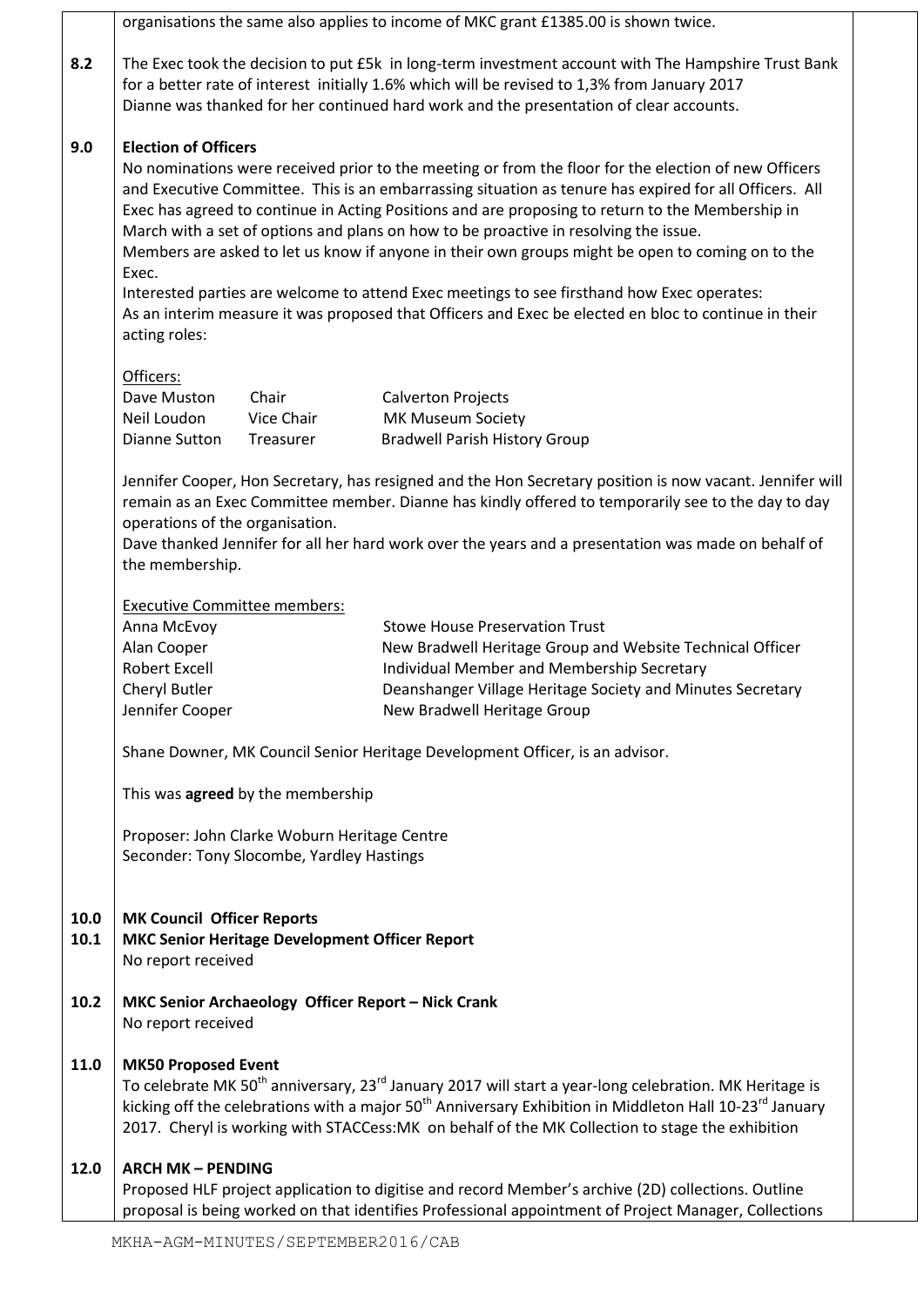organisations the same also applies to income of MKC grant £1385.00 is shown twice.

**8.2** The Exec took the decision to put £5k in long-term investment account with The Hampshire Trust Bank for a better rate of interest initially 1.6% which will be revised to 1,3% from January 2017
Dianne was thanked for her continued hard work and the presentation of clear accounts.

**9.0 Election of Officers**

No nominations were received prior to the meeting or from the floor for the election of new Officers and Executive Committee. This is an embarrassing situation as tenure has expired for all Officers. All Exec has agreed to continue in Acting Positions and are proposing to return to the Membership in March with a set of options and plans on how to be proactive in resolving the issue.
Members are asked to let us know if anyone in their own groups might be open to coming on to the Exec.
Interested parties are welcome to attend Exec meetings to see firsthand how Exec operates:
As an interim measure it was proposed that Officers and Exec be elected en bloc to continue in their acting roles:

Officers:

| | | |
|---|---|---|
| Dave Muston | Chair | Calverton Projects |
| Neil Loudon | Vice Chair | MK Museum Society |
| Dianne Sutton | Treasurer | Bradwell Parish History Group |

Jennifer Cooper, Hon Secretary, has resigned and the Hon Secretary position is now vacant. Jennifer will remain as an Exec Committee member. Dianne has kindly offered to temporarily see to the day to day operations of the organisation.
Dave thanked Jennifer for all her hard work over the years and a presentation was made on behalf of the membership.

Executive Committee members:

| | |
|---|---|
| Anna McEvoy | Stowe House Preservation Trust |
| Alan Cooper | New Bradwell Heritage Group and Website Technical Officer |
| Robert Excell | Individual Member and Membership Secretary |
| Cheryl Butler | Deanshanger Village Heritage Society and Minutes Secretary |
| Jennifer Cooper | New Bradwell Heritage Group |

Shane Downer, MK Council Senior Heritage Development Officer, is an advisor.

This was **agreed** by the membership

Proposer: John Clarke Woburn Heritage Centre
Seconder: Tony Slocombe, Yardley Hastings

**10.0 MK Council Officer Reports**

**10.1 MKC Senior Heritage Development Officer Report**
No report received

**10.2 MKC Senior Archaeology Officer Report – Nick Crank**
No report received

**11.0 MK50 Proposed Event**

To celebrate MK 50th anniversary, 23rd January 2017 will start a year-long celebration. MK Heritage is kicking off the celebrations with a major 50th Anniversary Exhibition in Middleton Hall 10-23rd January 2017. Cheryl is working with STACCess:MK on behalf of the MK Collection to stage the exhibition

**12.0 ARCH MK – PENDING**

Proposed HLF project application to digitise and record Member's archive (2D) collections. Outline proposal is being worked on that identifies Professional appointment of Project Manager, Collections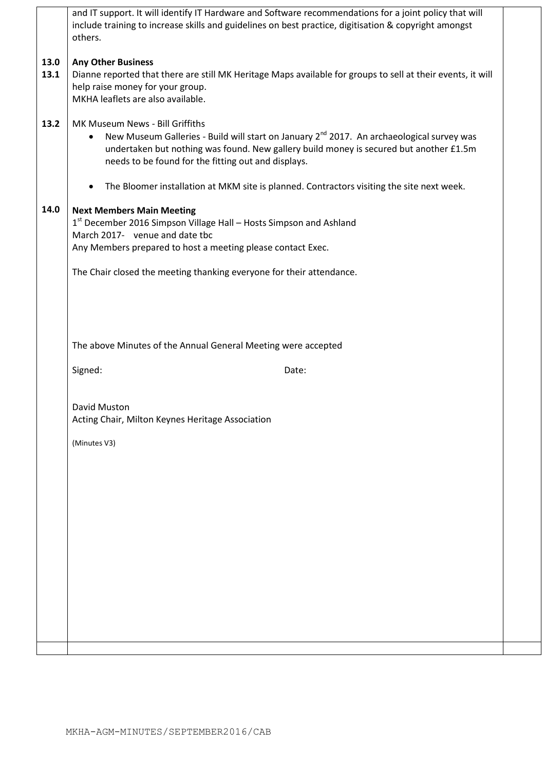and IT support. It will identify IT Hardware and Software recommendations for a joint policy that will include training to increase skills and guidelines on best practice, digitisation & copyright amongst others.

**13.0 Any Other Business**

**13.1** Dianne reported that there are still MK Heritage Maps available for groups to sell at their events, it will help raise money for your group.
MKHA leaflets are also available.

**13.2** MK Museum News - Bill Griffiths

- New Museum Galleries - Build will start on January 2nd 2017. An archaeological survey was undertaken but nothing was found. New gallery build money is secured but another £1.5m needs to be found for the fitting out and displays.
- The Bloomer installation at MKM site is planned. Contractors visiting the site next week.

**14.0 Next Members Main Meeting**

1st December 2016 Simpson Village Hall – Hosts Simpson and Ashland
March 2017- venue and date tbc
Any Members prepared to host a meeting please contact Exec.

The Chair closed the meeting thanking everyone for their attendance.

The above Minutes of the Annual General Meeting were accepted

Signed: Date:

David Muston
Acting Chair, Milton Keynes Heritage Association

(Minutes V3)

MKHA-AGM-MINUTES/SEPTEMBER2016/CAB